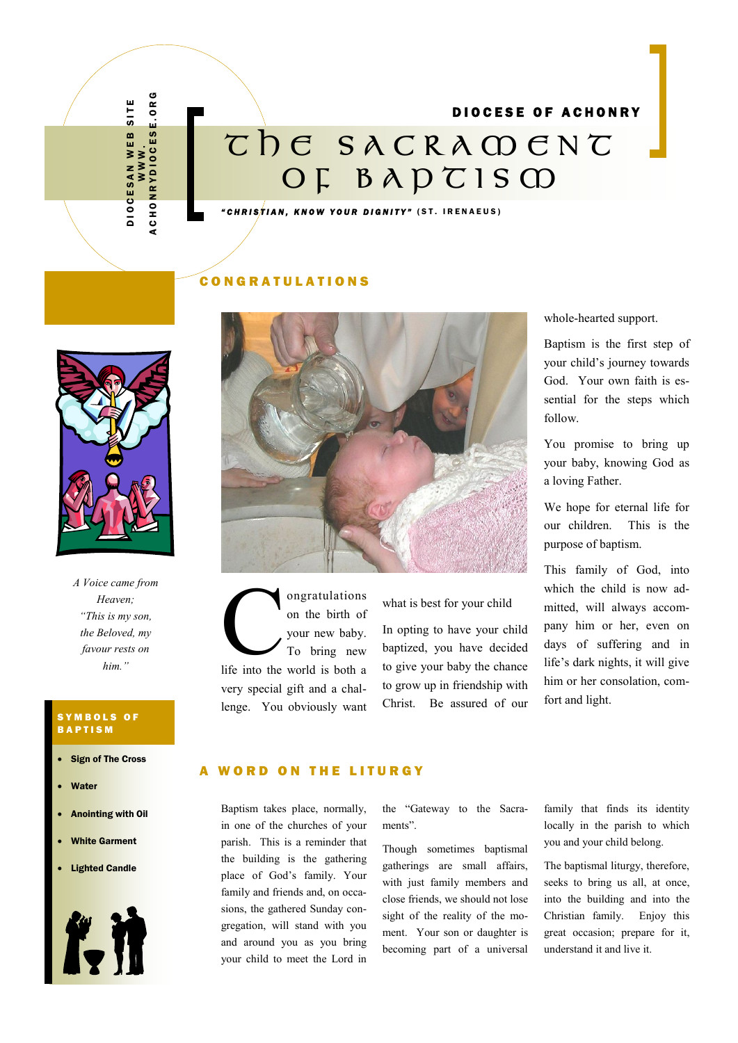DIOCESAN WEB SITE
WWW.ACHONRYDIOCESE.ORG

DIOCESE OF ACHONRY

# The Sacrament of Baptism

*"CHRISTIAN, KNOW YOUR DIGNITY"* (ST. IRENAEUS)

*A Voice came from Heaven;*
*"This is my son, the Beloved, my favour rests on him."*

### SYMBOLS OF BAPTISM

- **Sign of The Cross**
- **Water**
- **Anointing with Oil**
- **White Garment**
- **Lighted Candle**

## CONGRATULATIONS

Congratulations on the birth of your new baby. To bring new life into the world is both a very special gift and a challenge. You obviously want what is best for your child

In opting to have your child baptized, you have decided to give your baby the chance to grow up in friendship with Christ. Be assured of our whole-hearted support.

Baptism is the first step of your child's journey towards God. Your own faith is essential for the steps which follow.

You promise to bring up your baby, knowing God as a loving Father.

We hope for eternal life for our children. This is the purpose of baptism.

This family of God, into which the child is now admitted, will always accompany him or her, even on days of suffering and in life's dark nights, it will give him or her consolation, comfort and light.

## A WORD ON THE LITURGY

Baptism takes place, normally, in one of the churches of your parish. This is a reminder that the building is the gathering place of God's family. Your family and friends and, on occasions, the gathered Sunday congregation, will stand with you and around you as you bring your child to meet the Lord in the "Gateway to the Sacraments".

Though sometimes baptismal gatherings are small affairs, with just family members and close friends, we should not lose sight of the reality of the moment. Your son or daughter is becoming part of a universal family that finds its identity locally in the parish to which you and your child belong.

The baptismal liturgy, therefore, seeks to bring us all, at once, into the building and into the Christian family. Enjoy this great occasion; prepare for it, understand it and live it.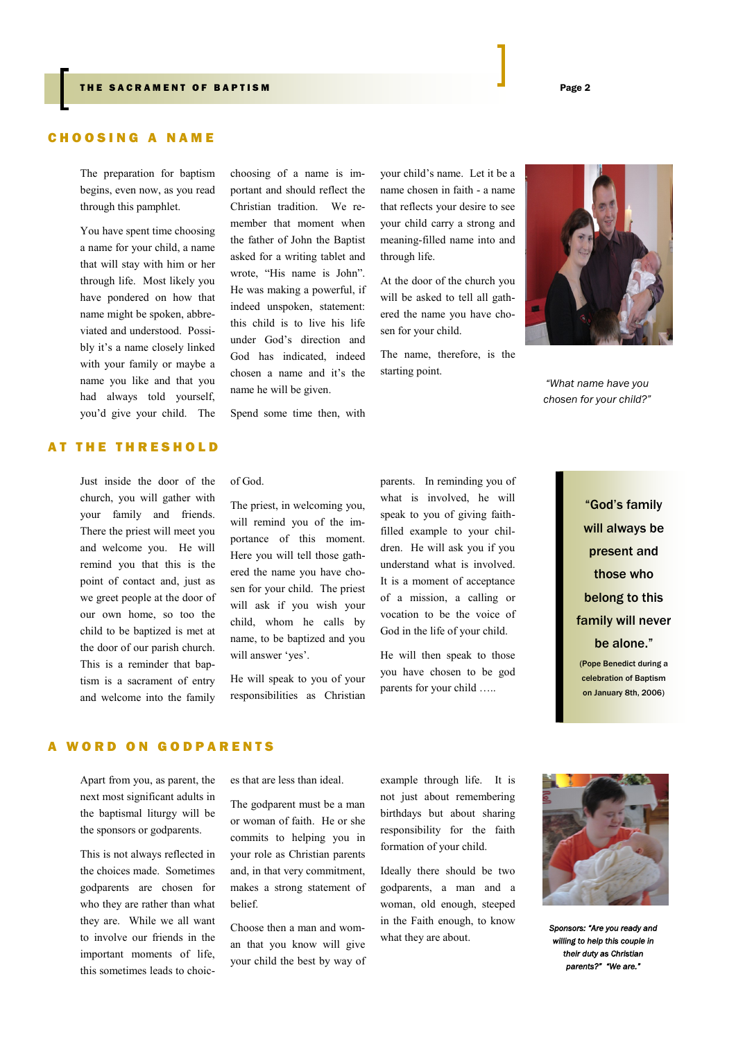## CHOOSING A NAME

The preparation for baptism begins, even now, as you read through this pamphlet.

You have spent time choosing a name for your child, a name that will stay with him or her through life. Most likely you have pondered on how that name might be spoken, abbreviated and understood. Possibly it's a name closely linked with your family or maybe a name you like and that you had always told yourself, you'd give your child. The choosing of a name is important and should reflect the Christian tradition. We remember that moment when the father of John the Baptist asked for a writing tablet and wrote, "His name is John". He was making a powerful, if indeed unspoken, statement: this child is to live his life under God's direction and God has indicated, indeed chosen a name and it's the name he will be given.

Spend some time then, with your child's name. Let it be a name chosen in faith - a name that reflects your desire to see your child carry a strong and meaning-filled name into and through life.

At the door of the church you will be asked to tell all gathered the name you have chosen for your child.

The name, therefore, is the starting point.

*"What name have you chosen for your child?"*

## AT THE THRESHOLD

Just inside the door of the church, you will gather with your family and friends. There the priest will meet you and welcome you. He will remind you that this is the point of contact and, just as we greet people at the door of our own home, so too the child to be baptized is met at the door of our parish church. This is a reminder that baptism is a sacrament of entry and welcome into the family of God.

The priest, in welcoming you, will remind you of the importance of this moment. Here you will tell those gathered the name you have chosen for your child. The priest will ask if you wish your child, whom he calls by name, to be baptized and you will answer 'yes'.

He will speak to you of your responsibilities as Christian parents. In reminding you of what is involved, he will speak to you of giving faith-filled example to your children. He will ask you if you understand what is involved. It is a moment of acceptance of a mission, a calling or vocation to be the voice of God in the life of your child.

He will then speak to those you have chosen to be god parents for your child …..

> "God's family will always be present and those who belong to this family will never be alone."
>
> (Pope Benedict during a celebration of Baptism on January 8th, 2006)

## A WORD ON GODPARENTS

Apart from you, as parent, the next most significant adults in the baptismal liturgy will be the sponsors or godparents.

This is not always reflected in the choices made. Sometimes godparents are chosen for who they are rather than what they are. While we all want to involve our friends in the important moments of life, this sometimes leads to choices that are less than ideal.

The godparent must be a man or woman of faith. He or she commits to helping you in your role as Christian parents and, in that very commitment, makes a strong statement of belief.

Choose then a man and woman that you know will give your child the best by way of example through life. It is not just about remembering birthdays but about sharing responsibility for the faith formation of your child.

Ideally there should be two godparents, a man and a woman, old enough, steeped in the Faith enough, to know what they are about.

*Sponsors: "Are you ready and willing to help this couple in their duty as Christian parents?" "We are."*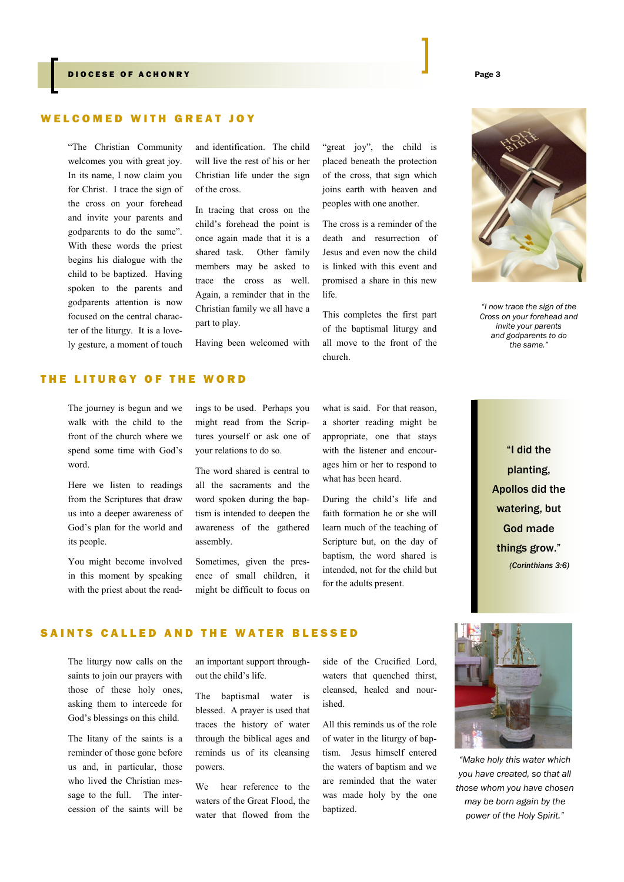## WELCOMED WITH GREAT JOY

"The Christian Community welcomes you with great joy. In its name, I now claim you for Christ. I trace the sign of the cross on your forehead and invite your parents and godparents to do the same". With these words the priest begins his dialogue with the child to be baptized. Having spoken to the parents and godparents attention is now focused on the central character of the liturgy. It is a lovely gesture, a moment of touch and identification. The child will live the rest of his or her Christian life under the sign of the cross.

In tracing that cross on the child's forehead the point is once again made that it is a shared task. Other family members may be asked to trace the cross as well. Again, a reminder that in the Christian family we all have a part to play.

Having been welcomed with "great joy", the child is placed beneath the protection of the cross, that sign which joins earth with heaven and peoples with one another.

The cross is a reminder of the death and resurrection of Jesus and even now the child is linked with this event and promised a share in this new life.

This completes the first part of the baptismal liturgy and all move to the front of the church.

*"I now trace the sign of the Cross on your forehead and invite your parents and godparents to do the same."*

## THE LITURGY OF THE WORD

The journey is begun and we walk with the child to the front of the church where we spend some time with God's word.

Here we listen to readings from the Scriptures that draw us into a deeper awareness of God's plan for the world and its people.

You might become involved in this moment by speaking with the priest about the readings to be used. Perhaps you might read from the Scriptures yourself or ask one of your relations to do so.

The word shared is central to all the sacraments and the word spoken during the baptism is intended to deepen the awareness of the gathered assembly.

Sometimes, given the presence of small children, it might be difficult to focus on what is said. For that reason, a shorter reading might be appropriate, one that stays with the listener and encourages him or her to respond to what has been heard.

During the child's life and faith formation he or she will learn much of the teaching of Scripture but, on the day of baptism, the word shared is intended, not for the child but for the adults present.

> **"I did the planting, Apollos did the watering, but God made things grow."**
> *(Corinthians 3:6)*

## SAINTS CALLED AND THE WATER BLESSED

The liturgy now calls on the saints to join our prayers with those of these holy ones, asking them to intercede for God's blessings on this child.

The litany of the saints is a reminder of those gone before us and, in particular, those who lived the Christian message to the full. The intercession of the saints will be an important support throughout the child's life.

The baptismal water is blessed. A prayer is used that traces the history of water through the biblical ages and reminds us of its cleansing powers.

We hear reference to the waters of the Great Flood, the water that flowed from the side of the Crucified Lord, waters that quenched thirst, cleansed, healed and nourished.

All this reminds us of the role of water in the liturgy of baptism. Jesus himself entered the waters of baptism and we are reminded that the water was made holy by the one baptized.

*"Make holy this water which you have created, so that all those whom you have chosen may be born again by the power of the Holy Spirit."*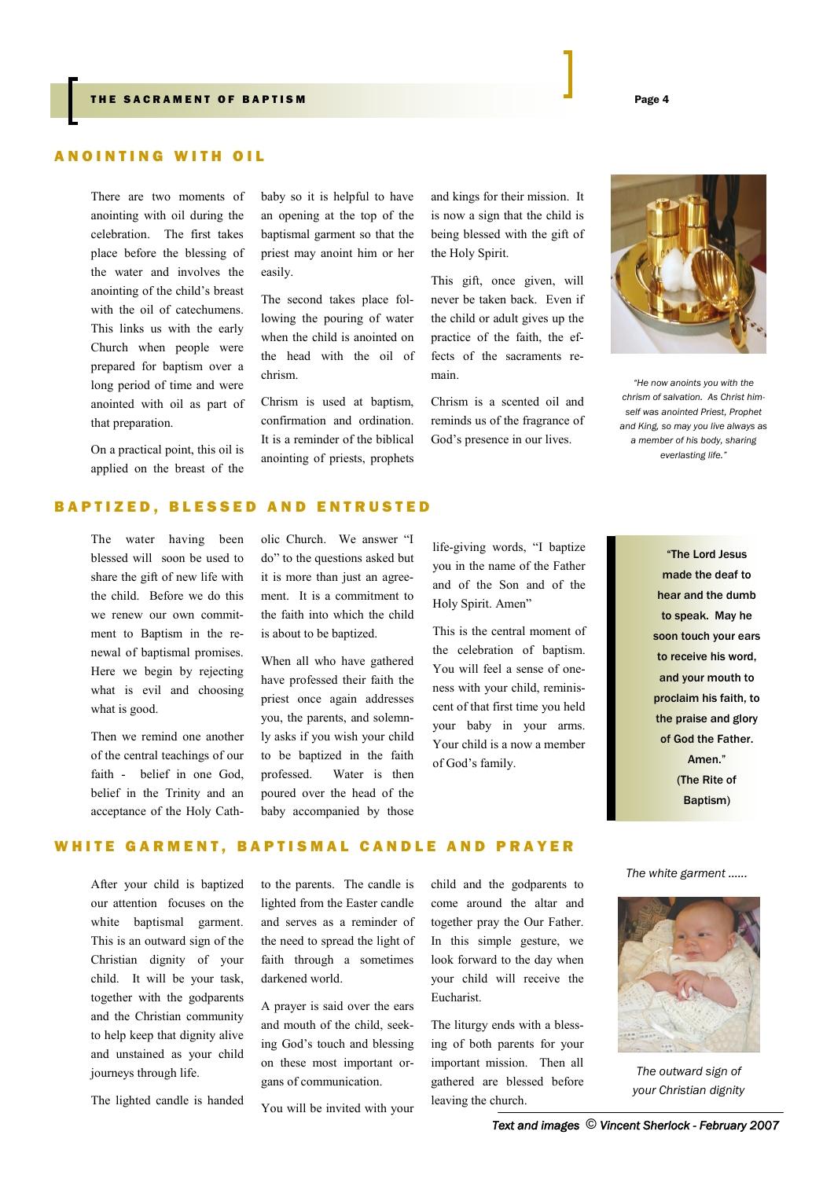## ANOINTING WITH OIL

There are two moments of anointing with oil during the celebration. The first takes place before the blessing of the water and involves the anointing of the child's breast with the oil of catechumens. This links us with the early Church when people were prepared for baptism over a long period of time and were anointed with oil as part of that preparation.

On a practical point, this oil is applied on the breast of the baby so it is helpful to have an opening at the top of the baptismal garment so that the priest may anoint him or her easily.

The second takes place following the pouring of water when the child is anointed on the head with the oil of chrism.

Chrism is used at baptism, confirmation and ordination. It is a reminder of the biblical anointing of priests, prophets and kings for their mission. It is now a sign that the child is being blessed with the gift of the Holy Spirit.

This gift, once given, will never be taken back. Even if the child or adult gives up the practice of the faith, the effects of the sacraments remain.

Chrism is a scented oil and reminds us of the fragrance of God's presence in our lives.

*"He now anoints you with the chrism of salvation. As Christ himself was anointed Priest, Prophet and King, so may you live always as a member of his body, sharing everlasting life."*

## BAPTIZED, BLESSED AND ENTRUSTED

The water having been blessed will soon be used to share the gift of new life with the child. Before we do this we renew our own commitment to Baptism in the renewal of baptismal promises. Here we begin by rejecting what is evil and choosing what is good.

Then we remind one another of the central teachings of our faith - belief in one God, belief in the Trinity and an acceptance of the Holy Catholic Church. We answer "I do" to the questions asked but it is more than just an agreement. It is a commitment to the faith into which the child is about to be baptized.

When all who have gathered have professed their faith the priest once again addresses you, the parents, and solemnly asks if you wish your child to be baptized in the faith professed. Water is then poured over the head of the baby accompanied by those life-giving words, "I baptize you in the name of the Father and of the Son and of the Holy Spirit. Amen"

This is the central moment of the celebration of baptism. You will feel a sense of oneness with your child, reminiscent of that first time you held your baby in your arms. Your child is a now a member of God's family.

**"The Lord Jesus made the deaf to hear and the dumb to speak. May he soon touch your ears to receive his word, and your mouth to proclaim his faith, to the praise and glory of God the Father. Amen."**
**(The Rite of Baptism)**

## WHITE GARMENT, BAPTISMAL CANDLE AND PRAYER

After your child is baptized our attention focuses on the white baptismal garment. This is an outward sign of the Christian dignity of your child. It will be your task, together with the godparents and the Christian community to help keep that dignity alive and unstained as your child journeys through life.

The lighted candle is handed to the parents. The candle is lighted from the Easter candle and serves as a reminder of the need to spread the light of faith through a sometimes darkened world.

A prayer is said over the ears and mouth of the child, seeking God's touch and blessing on these most important organs of communication.

You will be invited with your child and the godparents to come around the altar and together pray the Our Father. In this simple gesture, we look forward to the day when your child will receive the Eucharist.

The liturgy ends with a blessing of both parents for your important mission. Then all gathered are blessed before leaving the church.

*The white garment ……*

*The outward sign of your Christian dignity*

*Text and images © Vincent Sherlock - February 2007*